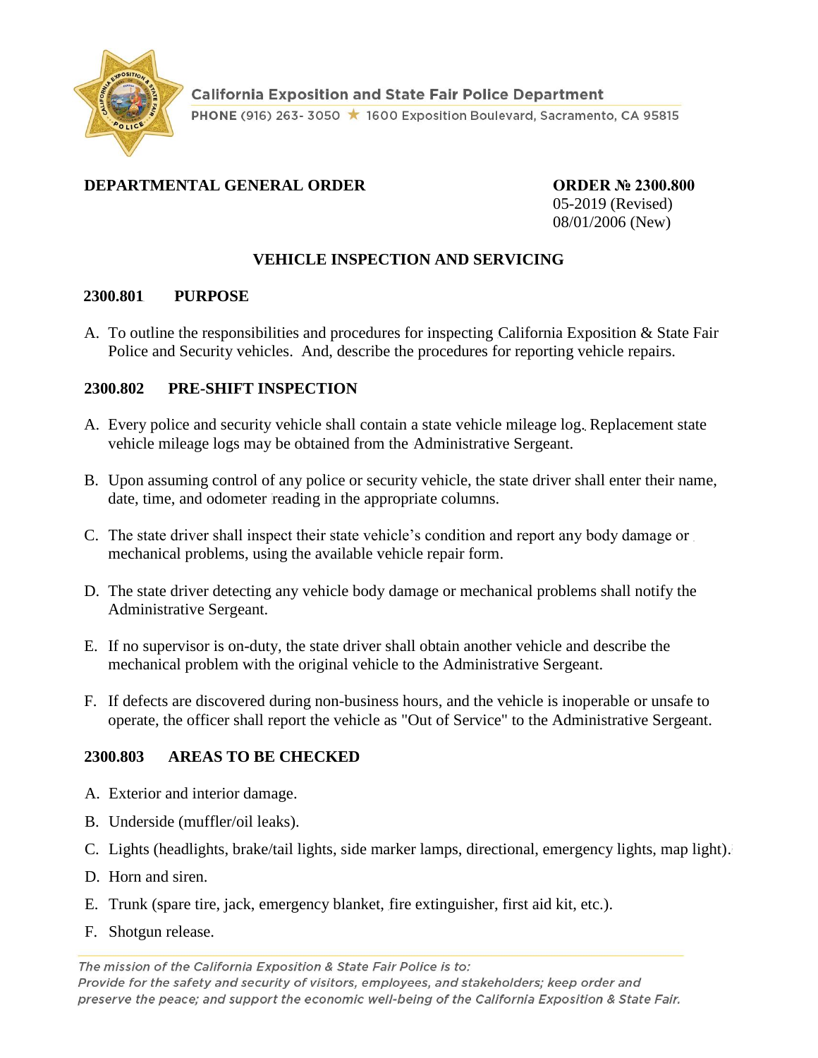California Exposition and State Fair Police Department

PHONE (916) 263- 3050 ★ 1600 Exposition Boulevard, Sacramento, CA 95815

**DEPARTMENTAL GENERAL ORDER**

**ORDER № 2300.800**
05-2019 (Revised)
08/01/2006 (New)

# VEHICLE INSPECTION AND SERVICING

## 2300.801 PURPOSE

A. To outline the responsibilities and procedures for inspecting California Exposition & State Fair Police and Security vehicles. And, describe the procedures for reporting vehicle repairs.

## 2300.802 PRE-SHIFT INSPECTION

A. Every police and security vehicle shall contain a state vehicle mileage log. Replacement state vehicle mileage logs may be obtained from the Administrative Sergeant.

B. Upon assuming control of any police or security vehicle, the state driver shall enter their name, date, time, and odometer reading in the appropriate columns.

C. The state driver shall inspect their state vehicle's condition and report any body damage or mechanical problems, using the available vehicle repair form.

D. The state driver detecting any vehicle body damage or mechanical problems shall notify the Administrative Sergeant.

E. If no supervisor is on-duty, the state driver shall obtain another vehicle and describe the mechanical problem with the original vehicle to the Administrative Sergeant.

F. If defects are discovered during non-business hours, and the vehicle is inoperable or unsafe to operate, the officer shall report the vehicle as "Out of Service" to the Administrative Sergeant.

## 2300.803 AREAS TO BE CHECKED

A. Exterior and interior damage.

B. Underside (muffler/oil leaks).

C. Lights (headlights, brake/tail lights, side marker lamps, directional, emergency lights, map light).

D. Horn and siren.

E. Trunk (spare tire, jack, emergency blanket, fire extinguisher, first aid kit, etc.).

F. Shotgun release.

*The mission of the California Exposition & State Fair Police is to:*
*Provide for the safety and security of visitors, employees, and stakeholders; keep order and preserve the peace; and support the economic well-being of the California Exposition & State Fair.*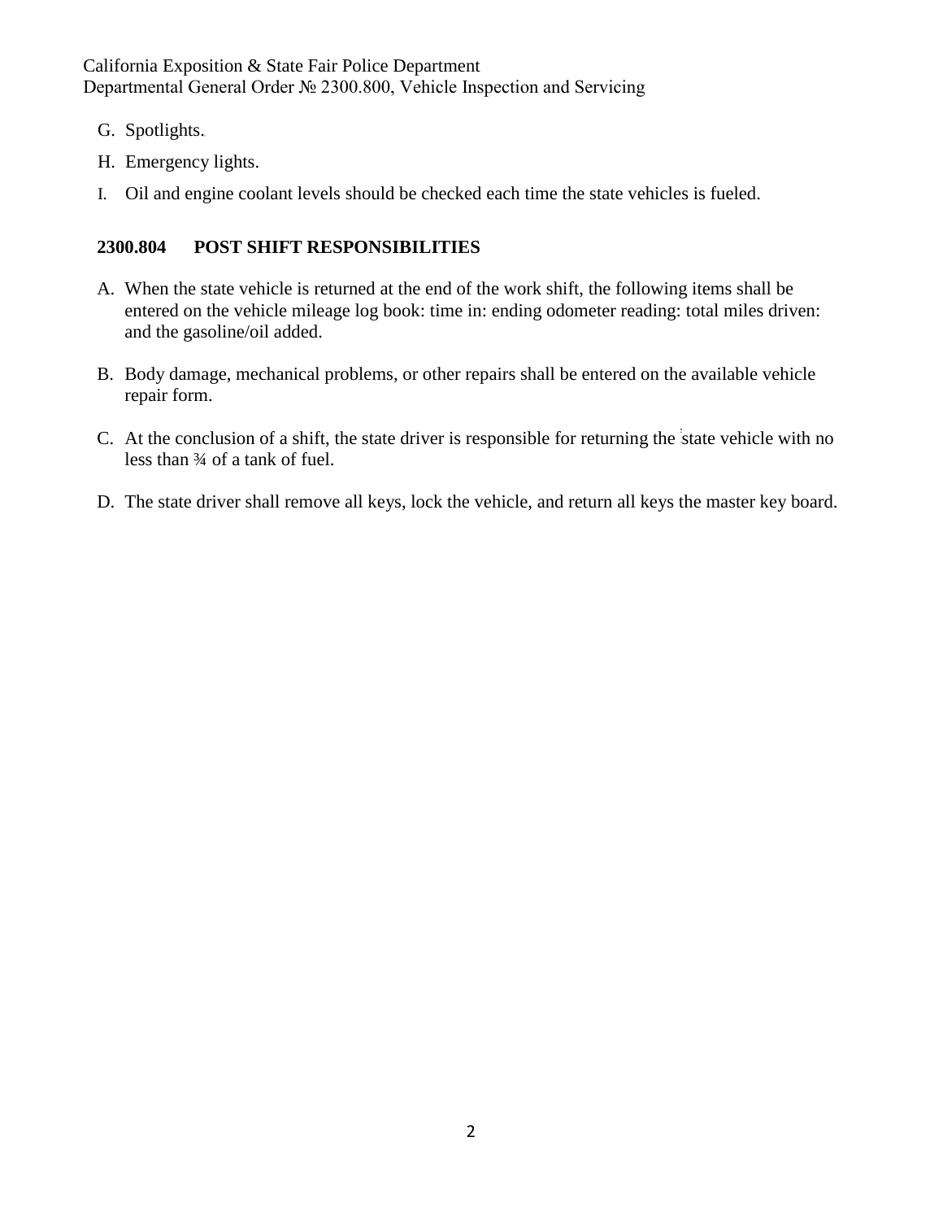G. Spotlights.

H. Emergency lights.

I. Oil and engine coolant levels should be checked each time the state vehicles is fueled.

**2300.804 POST SHIFT RESPONSIBILITIES**

A. When the state vehicle is returned at the end of the work shift, the following items shall be entered on the vehicle mileage log book: time in: ending odometer reading: total miles driven: and the gasoline/oil added.

B. Body damage, mechanical problems, or other repairs shall be entered on the available vehicle repair form.

C. At the conclusion of a shift, the state driver is responsible for returning the state vehicle with no less than ¾ of a tank of fuel.

D. The state driver shall remove all keys, lock the vehicle, and return all keys the master key board.